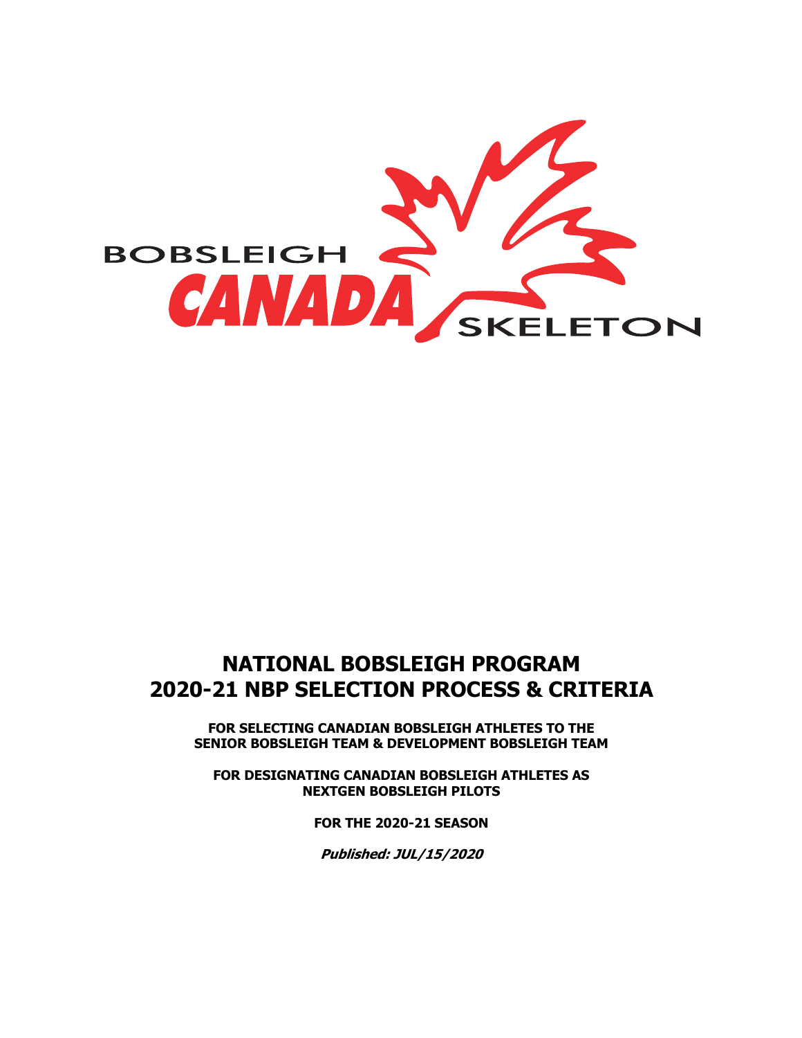BOBSLEIGH CANADA SKELETON

# NATIONAL BOBSLEIGH PROGRAM
# 2020-21 NBP SELECTION PROCESS & CRITERIA

**FOR SELECTING CANADIAN BOBSLEIGH ATHLETES TO THE SENIOR BOBSLEIGH TEAM & DEVELOPMENT BOBSLEIGH TEAM**

**FOR DESIGNATING CANADIAN BOBSLEIGH ATHLETES AS NEXTGEN BOBSLEIGH PILOTS**

**FOR THE 2020-21 SEASON**

***Published: JUL/15/2020***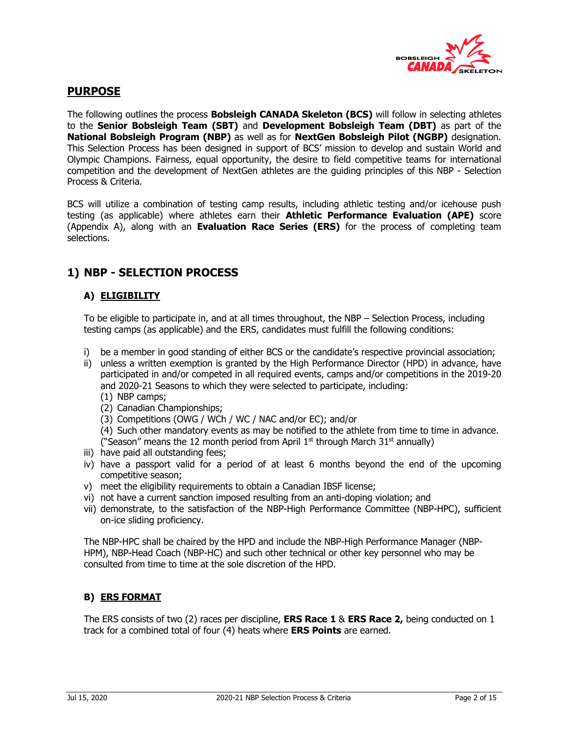## PURPOSE

The following outlines the process **Bobsleigh CANADA Skeleton (BCS)** will follow in selecting athletes to the **Senior Bobsleigh Team (SBT)** and **Development Bobsleigh Team (DBT)** as part of the **National Bobsleigh Program (NBP)** as well as for **NextGen Bobsleigh Pilot (NGBP)** designation. This Selection Process has been designed in support of BCS' mission to develop and sustain World and Olympic Champions. Fairness, equal opportunity, the desire to field competitive teams for international competition and the development of NextGen athletes are the guiding principles of this NBP - Selection Process & Criteria.

BCS will utilize a combination of testing camp results, including athletic testing and/or icehouse push testing (as applicable) where athletes earn their **Athletic Performance Evaluation (APE)** score (Appendix A), along with an **Evaluation Race Series (ERS)** for the process of completing team selections.

## 1) NBP - SELECTION PROCESS

### A) ELIGIBILITY

To be eligible to participate in, and at all times throughout, the NBP – Selection Process, including testing camps (as applicable) and the ERS, candidates must fulfill the following conditions:

i) be a member in good standing of either BCS or the candidate's respective provincial association;
ii) unless a written exemption is granted by the High Performance Director (HPD) in advance, have participated in and/or competed in all required events, camps and/or competitions in the 2019-20 and 2020-21 Seasons to which they were selected to participate, including:
   (1) NBP camps;
   (2) Canadian Championships;
   (3) Competitions (OWG / WCh / WC / NAC and/or EC); and/or
   (4) Such other mandatory events as may be notified to the athlete from time to time in advance.
   ("Season" means the 12 month period from April 1st through March 31st annually)
iii) have paid all outstanding fees;
iv) have a passport valid for a period of at least 6 months beyond the end of the upcoming competitive season;
v) meet the eligibility requirements to obtain a Canadian IBSF license;
vi) not have a current sanction imposed resulting from an anti-doping violation; and
vii) demonstrate, to the satisfaction of the NBP-High Performance Committee (NBP-HPC), sufficient on-ice sliding proficiency.

The NBP-HPC shall be chaired by the HPD and include the NBP-High Performance Manager (NBP-HPM), NBP-Head Coach (NBP-HC) and such other technical or other key personnel who may be consulted from time to time at the sole discretion of the HPD.

### B) ERS FORMAT

The ERS consists of two (2) races per discipline, **ERS Race 1** & **ERS Race 2,** being conducted on 1 track for a combined total of four (4) heats where **ERS Points** are earned.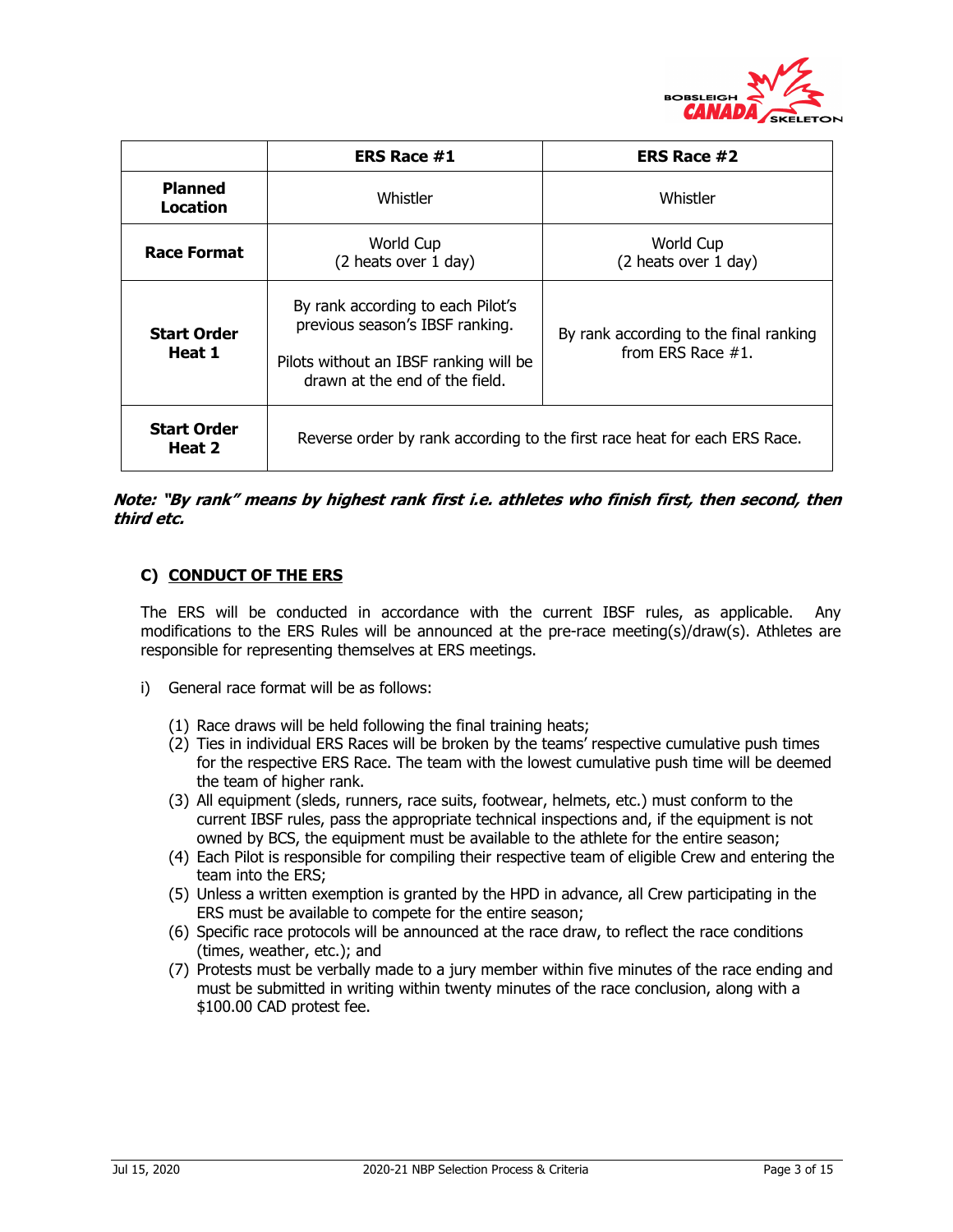| | ERS Race #1 | ERS Race #2 |
|---|---|---|
| **Planned Location** | Whistler | Whistler |
| **Race Format** | World Cup (2 heats over 1 day) | World Cup (2 heats over 1 day) |
| **Start Order Heat 1** | By rank according to each Pilot's previous season's IBSF ranking. Pilots without an IBSF ranking will be drawn at the end of the field. | By rank according to the final ranking from ERS Race #1. |
| **Start Order Heat 2** | Reverse order by rank according to the first race heat for each ERS Race. | |

***Note: "By rank" means by highest rank first i.e. athletes who finish first, then second, then third etc.***

### C) CONDUCT OF THE ERS

The ERS will be conducted in accordance with the current IBSF rules, as applicable. Any modifications to the ERS Rules will be announced at the pre-race meeting(s)/draw(s). Athletes are responsible for representing themselves at ERS meetings.

i) General race format will be as follows:

   (1) Race draws will be held following the final training heats;
   (2) Ties in individual ERS Races will be broken by the teams' respective cumulative push times for the respective ERS Race. The team with the lowest cumulative push time will be deemed the team of higher rank.
   (3) All equipment (sleds, runners, race suits, footwear, helmets, etc.) must conform to the current IBSF rules, pass the appropriate technical inspections and, if the equipment is not owned by BCS, the equipment must be available to the athlete for the entire season;
   (4) Each Pilot is responsible for compiling their respective team of eligible Crew and entering the team into the ERS;
   (5) Unless a written exemption is granted by the HPD in advance, all Crew participating in the ERS must be available to compete for the entire season;
   (6) Specific race protocols will be announced at the race draw, to reflect the race conditions (times, weather, etc.); and
   (7) Protests must be verbally made to a jury member within five minutes of the race ending and must be submitted in writing within twenty minutes of the race conclusion, along with a $100.00 CAD protest fee.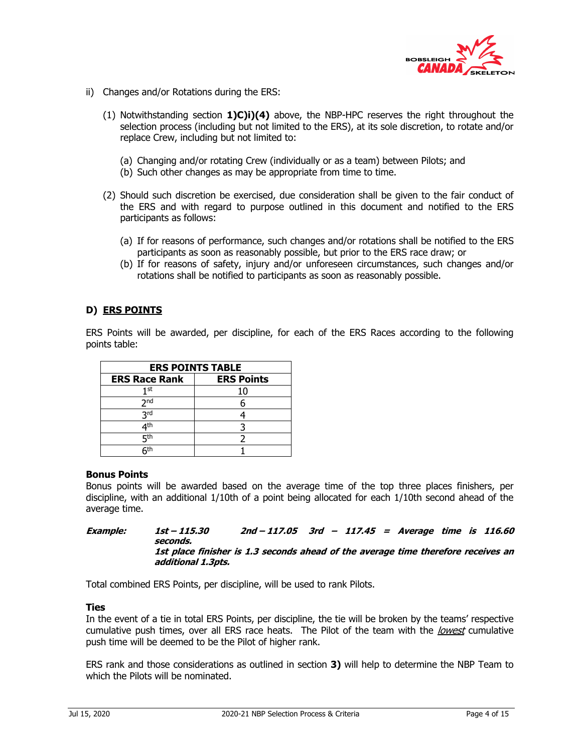ii) Changes and/or Rotations during the ERS:

(1) Notwithstanding section **1)C)i)(4)** above, the NBP-HPC reserves the right throughout the selection process (including but not limited to the ERS), at its sole discretion, to rotate and/or replace Crew, including but not limited to:

(a) Changing and/or rotating Crew (individually or as a team) between Pilots; and
(b) Such other changes as may be appropriate from time to time.

(2) Should such discretion be exercised, due consideration shall be given to the fair conduct of the ERS and with regard to purpose outlined in this document and notified to the ERS participants as follows:

(a) If for reasons of performance, such changes and/or rotations shall be notified to the ERS participants as soon as reasonably possible, but prior to the ERS race draw; or
(b) If for reasons of safety, injury and/or unforeseen circumstances, such changes and/or rotations shall be notified to participants as soon as reasonably possible.

## D) ERS POINTS

ERS Points will be awarded, per discipline, for each of the ERS Races according to the following points table:

| ERS POINTS TABLE | |
|---|---|
| **ERS Race Rank** | **ERS Points** |
| 1st | 10 |
| 2nd | 6 |
| 3rd | 4 |
| 4th | 3 |
| 5th | 2 |
| 6th | 1 |

**Bonus Points**
Bonus points will be awarded based on the average time of the top three places finishers, per discipline, with an additional 1/10th of a point being allocated for each 1/10th second ahead of the average time.

***Example:*** ***1st – 115.30 2nd – 117.05 3rd – 117.45 = Average time is 116.60 seconds.***
***1st place finisher is 1.3 seconds ahead of the average time therefore receives an additional 1.3pts.***

Total combined ERS Points, per discipline, will be used to rank Pilots.

**Ties**
In the event of a tie in total ERS Points, per discipline, the tie will be broken by the teams' respective cumulative push times, over all ERS race heats. The Pilot of the team with the *lowest* cumulative push time will be deemed to be the Pilot of higher rank.

ERS rank and those considerations as outlined in section **3)** will help to determine the NBP Team to which the Pilots will be nominated.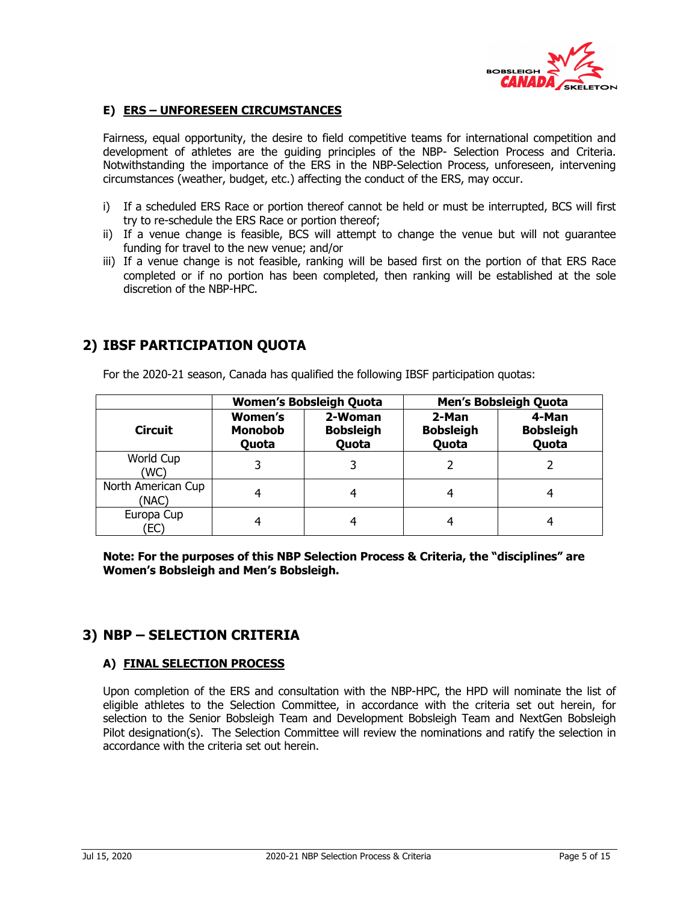### E) ERS – UNFORESEEN CIRCUMSTANCES

Fairness, equal opportunity, the desire to field competitive teams for international competition and development of athletes are the guiding principles of the NBP- Selection Process and Criteria. Notwithstanding the importance of the ERS in the NBP-Selection Process, unforeseen, intervening circumstances (weather, budget, etc.) affecting the conduct of the ERS, may occur.

i) If a scheduled ERS Race or portion thereof cannot be held or must be interrupted, BCS will first try to re-schedule the ERS Race or portion thereof;
ii) If a venue change is feasible, BCS will attempt to change the venue but will not guarantee funding for travel to the new venue; and/or
iii) If a venue change is not feasible, ranking will be based first on the portion of that ERS Race completed or if no portion has been completed, then ranking will be established at the sole discretion of the NBP-HPC.

## 2) IBSF PARTICIPATION QUOTA

For the 2020-21 season, Canada has qualified the following IBSF participation quotas:

| | Women's Bobsleigh Quota | | Men's Bobsleigh Quota | |
|---|---|---|---|---|
| **Circuit** | **Women's Monobob Quota** | **2-Woman Bobsleigh Quota** | **2-Man Bobsleigh Quota** | **4-Man Bobsleigh Quota** |
| World Cup (WC) | 3 | 3 | 2 | 2 |
| North American Cup (NAC) | 4 | 4 | 4 | 4 |
| Europa Cup (EC) | 4 | 4 | 4 | 4 |

**Note: For the purposes of this NBP Selection Process & Criteria, the "disciplines" are Women's Bobsleigh and Men's Bobsleigh.**

## 3) NBP – SELECTION CRITERIA

### A) FINAL SELECTION PROCESS

Upon completion of the ERS and consultation with the NBP-HPC, the HPD will nominate the list of eligible athletes to the Selection Committee, in accordance with the criteria set out herein, for selection to the Senior Bobsleigh Team and Development Bobsleigh Team and NextGen Bobsleigh Pilot designation(s). The Selection Committee will review the nominations and ratify the selection in accordance with the criteria set out herein.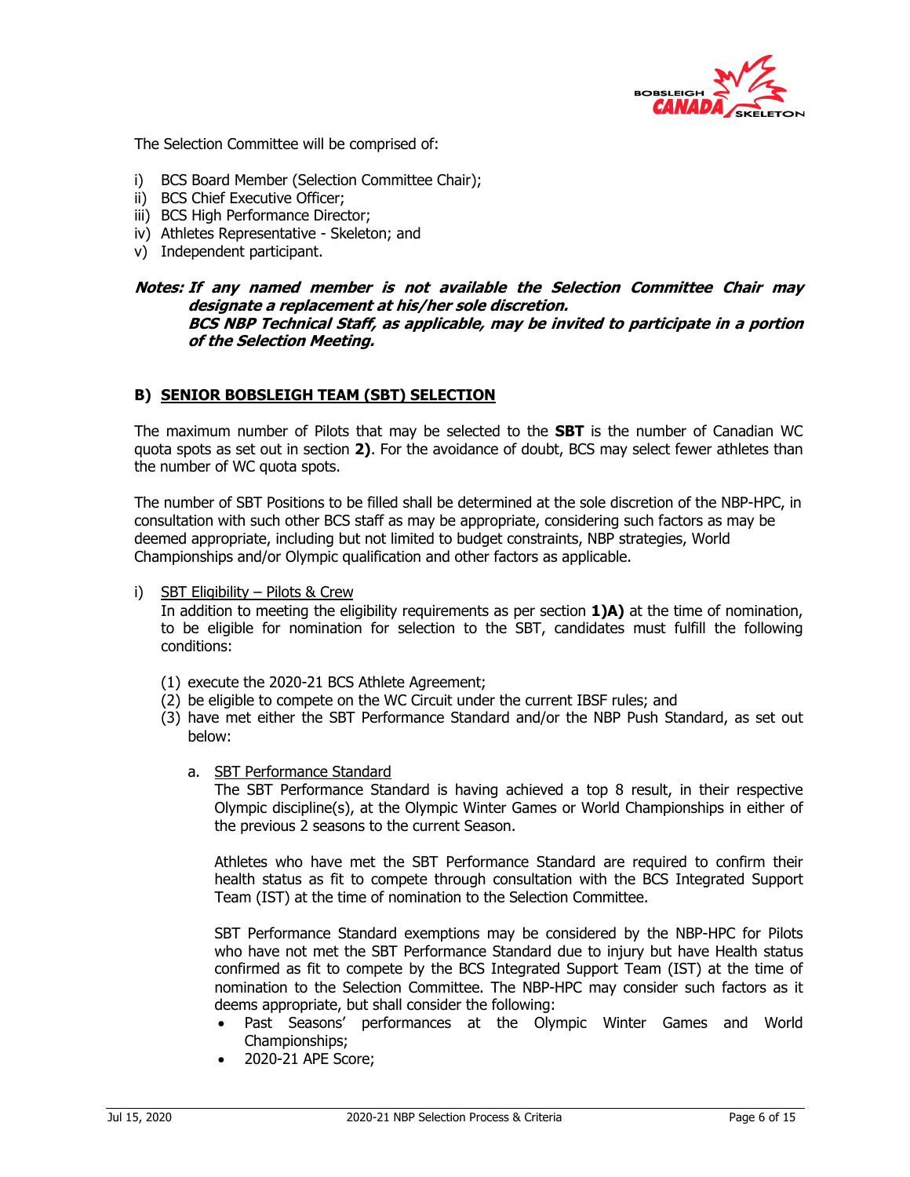The Selection Committee will be comprised of:

i) BCS Board Member (Selection Committee Chair);
ii) BCS Chief Executive Officer;
iii) BCS High Performance Director;
iv) Athletes Representative - Skeleton; and
v) Independent participant.

***Notes: If any named member is not available the Selection Committee Chair may designate a replacement at his/her sole discretion.***
***BCS NBP Technical Staff, as applicable, may be invited to participate in a portion of the Selection Meeting.***

## B) SENIOR BOBSLEIGH TEAM (SBT) SELECTION

The maximum number of Pilots that may be selected to the **SBT** is the number of Canadian WC quota spots as set out in section **2)**. For the avoidance of doubt, BCS may select fewer athletes than the number of WC quota spots.

The number of SBT Positions to be filled shall be determined at the sole discretion of the NBP-HPC, in consultation with such other BCS staff as may be appropriate, considering such factors as may be deemed appropriate, including but not limited to budget constraints, NBP strategies, World Championships and/or Olympic qualification and other factors as applicable.

i) SBT Eligibility – Pilots & Crew
In addition to meeting the eligibility requirements as per section **1)A)** at the time of nomination, to be eligible for nomination for selection to the SBT, candidates must fulfill the following conditions:

(1) execute the 2020-21 BCS Athlete Agreement;
(2) be eligible to compete on the WC Circuit under the current IBSF rules; and
(3) have met either the SBT Performance Standard and/or the NBP Push Standard, as set out below:

a. SBT Performance Standard
The SBT Performance Standard is having achieved a top 8 result, in their respective Olympic discipline(s), at the Olympic Winter Games or World Championships in either of the previous 2 seasons to the current Season.

Athletes who have met the SBT Performance Standard are required to confirm their health status as fit to compete through consultation with the BCS Integrated Support Team (IST) at the time of nomination to the Selection Committee.

SBT Performance Standard exemptions may be considered by the NBP-HPC for Pilots who have not met the SBT Performance Standard due to injury but have Health status confirmed as fit to compete by the BCS Integrated Support Team (IST) at the time of nomination to the Selection Committee. The NBP-HPC may consider such factors as it deems appropriate, but shall consider the following:

- Past Seasons' performances at the Olympic Winter Games and World Championships;
- 2020-21 APE Score;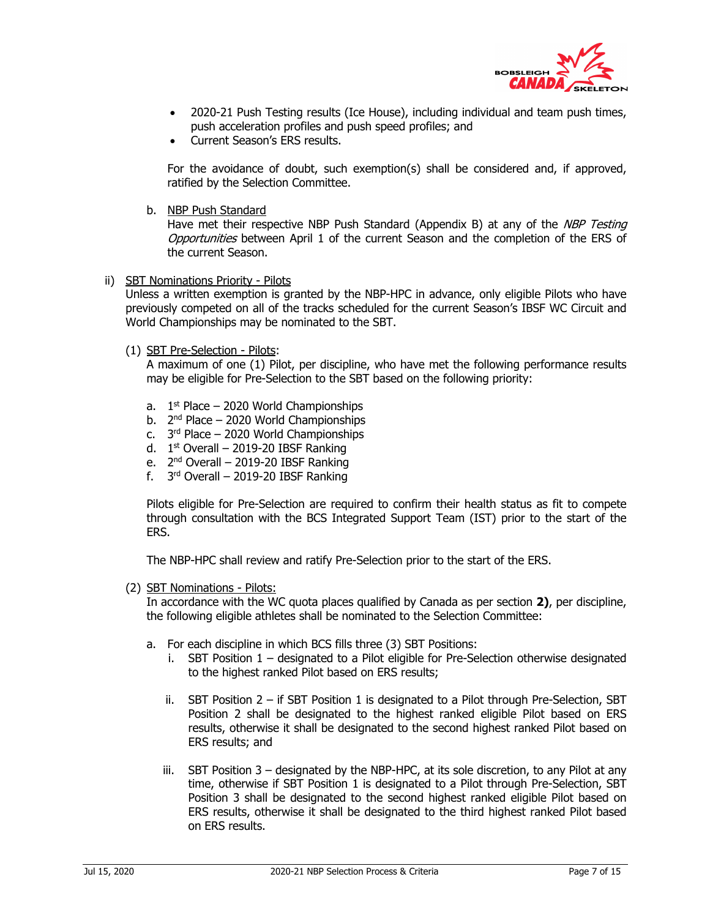- 2020-21 Push Testing results (Ice House), including individual and team push times, push acceleration profiles and push speed profiles; and
- Current Season's ERS results.

For the avoidance of doubt, such exemption(s) shall be considered and, if approved, ratified by the Selection Committee.

b. NBP Push Standard
Have met their respective NBP Push Standard (Appendix B) at any of the *NBP Testing Opportunities* between April 1 of the current Season and the completion of the ERS of the current Season.

ii) SBT Nominations Priority - Pilots
Unless a written exemption is granted by the NBP-HPC in advance, only eligible Pilots who have previously competed on all of the tracks scheduled for the current Season's IBSF WC Circuit and World Championships may be nominated to the SBT.

(1) SBT Pre-Selection - Pilots:
A maximum of one (1) Pilot, per discipline, who have met the following performance results may be eligible for Pre-Selection to the SBT based on the following priority:

a. 1st Place – 2020 World Championships
b. 2nd Place – 2020 World Championships
c. 3rd Place – 2020 World Championships
d. 1st Overall – 2019-20 IBSF Ranking
e. 2nd Overall – 2019-20 IBSF Ranking
f. 3rd Overall – 2019-20 IBSF Ranking

Pilots eligible for Pre-Selection are required to confirm their health status as fit to compete through consultation with the BCS Integrated Support Team (IST) prior to the start of the ERS.

The NBP-HPC shall review and ratify Pre-Selection prior to the start of the ERS.

(2) SBT Nominations - Pilots:
In accordance with the WC quota places qualified by Canada as per section **2)**, per discipline, the following eligible athletes shall be nominated to the Selection Committee:

a. For each discipline in which BCS fills three (3) SBT Positions:
   i. SBT Position 1 – designated to a Pilot eligible for Pre-Selection otherwise designated to the highest ranked Pilot based on ERS results;

   ii. SBT Position 2 – if SBT Position 1 is designated to a Pilot through Pre-Selection, SBT Position 2 shall be designated to the highest ranked eligible Pilot based on ERS results, otherwise it shall be designated to the second highest ranked Pilot based on ERS results; and

   iii. SBT Position 3 – designated by the NBP-HPC, at its sole discretion, to any Pilot at any time, otherwise if SBT Position 1 is designated to a Pilot through Pre-Selection, SBT Position 3 shall be designated to the second highest ranked eligible Pilot based on ERS results, otherwise it shall be designated to the third highest ranked Pilot based on ERS results.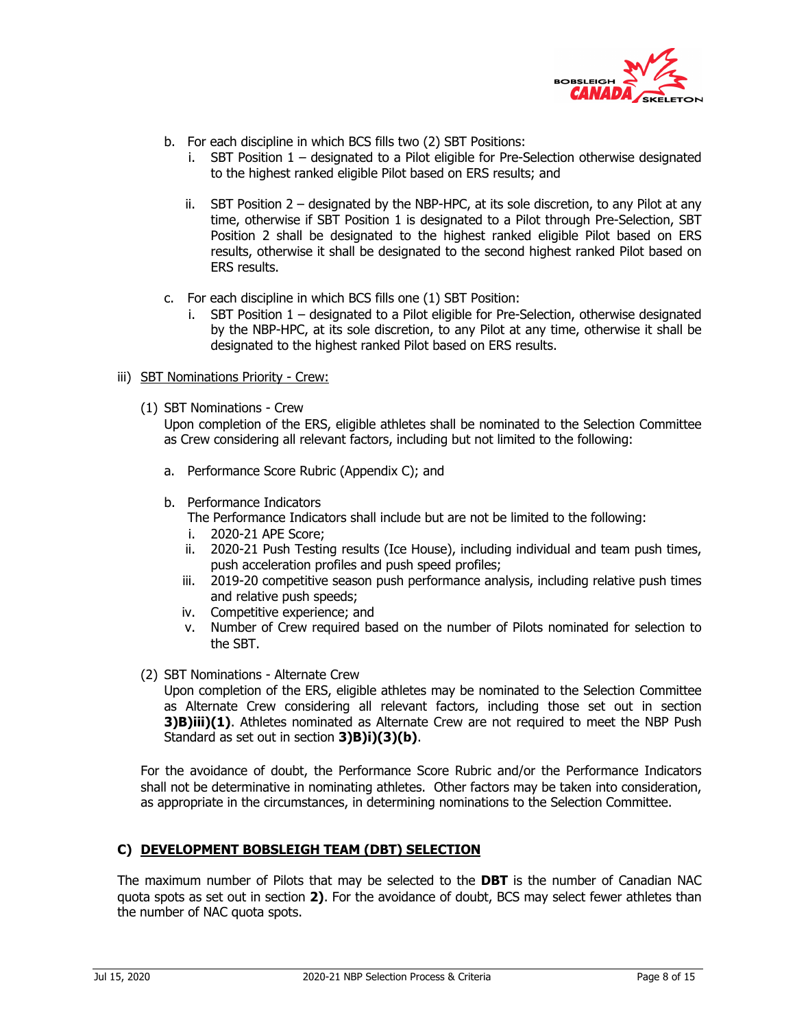b. For each discipline in which BCS fills two (2) SBT Positions:
   i. SBT Position 1 – designated to a Pilot eligible for Pre-Selection otherwise designated to the highest ranked eligible Pilot based on ERS results; and

   ii. SBT Position 2 – designated by the NBP-HPC, at its sole discretion, to any Pilot at any time, otherwise if SBT Position 1 is designated to a Pilot through Pre-Selection, SBT Position 2 shall be designated to the highest ranked eligible Pilot based on ERS results, otherwise it shall be designated to the second highest ranked Pilot based on ERS results.

c. For each discipline in which BCS fills one (1) SBT Position:
   i. SBT Position 1 – designated to a Pilot eligible for Pre-Selection, otherwise designated by the NBP-HPC, at its sole discretion, to any Pilot at any time, otherwise it shall be designated to the highest ranked Pilot based on ERS results.

iii) <u>SBT Nominations Priority - Crew:</u>

(1) SBT Nominations - Crew
Upon completion of the ERS, eligible athletes shall be nominated to the Selection Committee as Crew considering all relevant factors, including but not limited to the following:

a. Performance Score Rubric (Appendix C); and

b. Performance Indicators
   The Performance Indicators shall include but are not be limited to the following:
   i. 2020-21 APE Score;
   ii. 2020-21 Push Testing results (Ice House), including individual and team push times, push acceleration profiles and push speed profiles;
   iii. 2019-20 competitive season push performance analysis, including relative push times and relative push speeds;
   iv. Competitive experience; and
   v. Number of Crew required based on the number of Pilots nominated for selection to the SBT.

(2) SBT Nominations - Alternate Crew
Upon completion of the ERS, eligible athletes may be nominated to the Selection Committee as Alternate Crew considering all relevant factors, including those set out in section **3)B)iii)(1)**. Athletes nominated as Alternate Crew are not required to meet the NBP Push Standard as set out in section **3)B)i)(3)(b)**.

For the avoidance of doubt, the Performance Score Rubric and/or the Performance Indicators shall not be determinative in nominating athletes. Other factors may be taken into consideration, as appropriate in the circumstances, in determining nominations to the Selection Committee.

## C) <u>DEVELOPMENT BOBSLEIGH TEAM (DBT) SELECTION</u>

The maximum number of Pilots that may be selected to the **DBT** is the number of Canadian NAC quota spots as set out in section **2)**. For the avoidance of doubt, BCS may select fewer athletes than the number of NAC quota spots.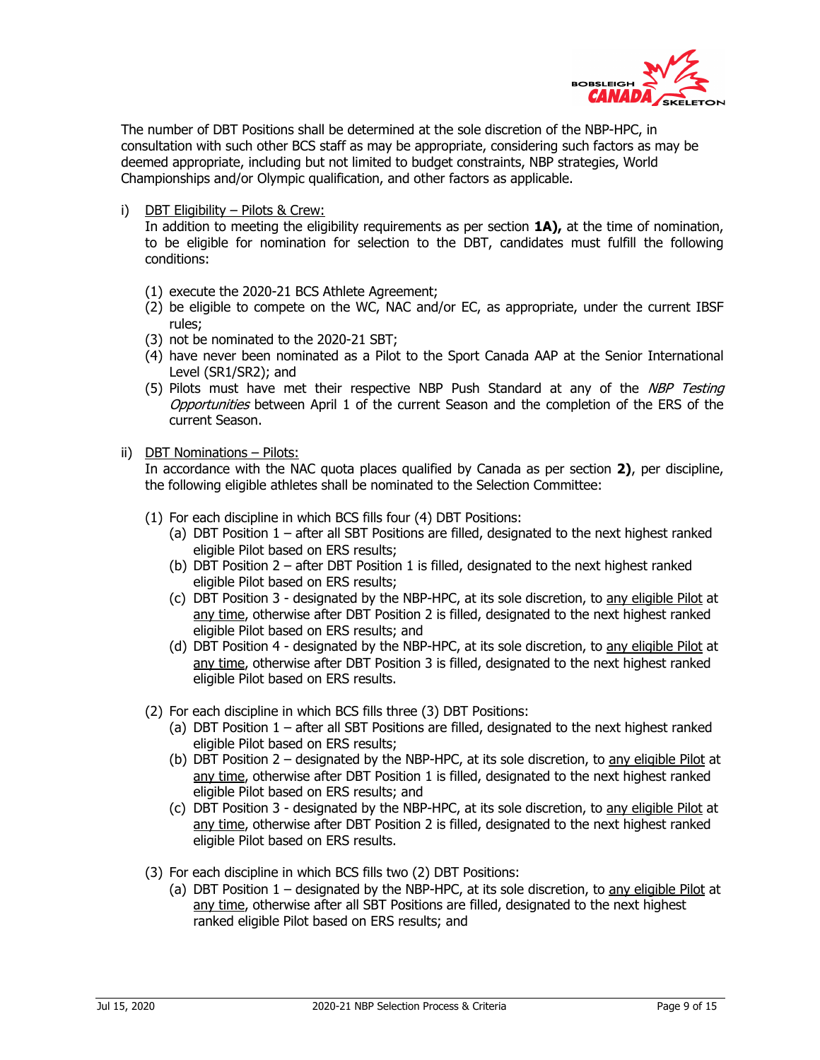The number of DBT Positions shall be determined at the sole discretion of the NBP-HPC, in consultation with such other BCS staff as may be appropriate, considering such factors as may be deemed appropriate, including but not limited to budget constraints, NBP strategies, World Championships and/or Olympic qualification, and other factors as applicable.

i) DBT Eligibility – Pilots & Crew:
In addition to meeting the eligibility requirements as per section **1A),** at the time of nomination, to be eligible for nomination for selection to the DBT, candidates must fulfill the following conditions:

(1) execute the 2020-21 BCS Athlete Agreement;
(2) be eligible to compete on the WC, NAC and/or EC, as appropriate, under the current IBSF rules;
(3) not be nominated to the 2020-21 SBT;
(4) have never been nominated as a Pilot to the Sport Canada AAP at the Senior International Level (SR1/SR2); and
(5) Pilots must have met their respective NBP Push Standard at any of the *NBP Testing Opportunities* between April 1 of the current Season and the completion of the ERS of the current Season.

ii) DBT Nominations – Pilots:
In accordance with the NAC quota places qualified by Canada as per section **2)**, per discipline, the following eligible athletes shall be nominated to the Selection Committee:

(1) For each discipline in which BCS fills four (4) DBT Positions:
   (a) DBT Position 1 – after all SBT Positions are filled, designated to the next highest ranked eligible Pilot based on ERS results;
   (b) DBT Position 2 – after DBT Position 1 is filled, designated to the next highest ranked eligible Pilot based on ERS results;
   (c) DBT Position 3 - designated by the NBP-HPC, at its sole discretion, to any eligible Pilot at any time, otherwise after DBT Position 2 is filled, designated to the next highest ranked eligible Pilot based on ERS results; and
   (d) DBT Position 4 - designated by the NBP-HPC, at its sole discretion, to any eligible Pilot at any time, otherwise after DBT Position 3 is filled, designated to the next highest ranked eligible Pilot based on ERS results.

(2) For each discipline in which BCS fills three (3) DBT Positions:
   (a) DBT Position 1 – after all SBT Positions are filled, designated to the next highest ranked eligible Pilot based on ERS results;
   (b) DBT Position 2 – designated by the NBP-HPC, at its sole discretion, to any eligible Pilot at any time, otherwise after DBT Position 1 is filled, designated to the next highest ranked eligible Pilot based on ERS results; and
   (c) DBT Position 3 - designated by the NBP-HPC, at its sole discretion, to any eligible Pilot at any time, otherwise after DBT Position 2 is filled, designated to the next highest ranked eligible Pilot based on ERS results.

(3) For each discipline in which BCS fills two (2) DBT Positions:
   (a) DBT Position 1 – designated by the NBP-HPC, at its sole discretion, to any eligible Pilot at any time, otherwise after all SBT Positions are filled, designated to the next highest ranked eligible Pilot based on ERS results; and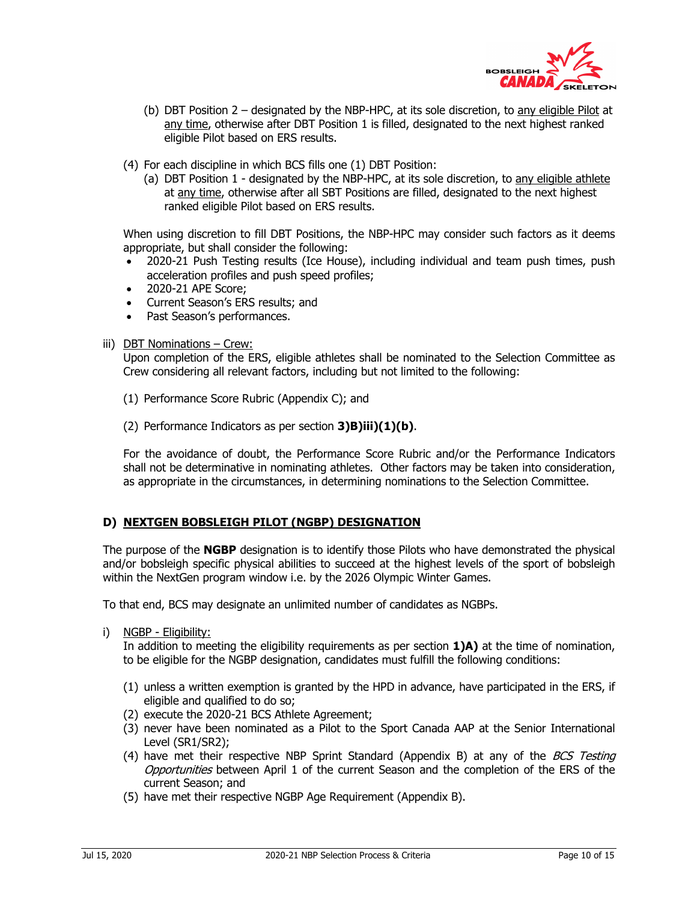(b) DBT Position 2 – designated by the NBP-HPC, at its sole discretion, to <u>any eligible Pilot</u> at <u>any time</u>, otherwise after DBT Position 1 is filled, designated to the next highest ranked eligible Pilot based on ERS results.

(4) For each discipline in which BCS fills one (1) DBT Position:

(a) DBT Position 1 - designated by the NBP-HPC, at its sole discretion, to <u>any eligible athlete</u> at <u>any time</u>, otherwise after all SBT Positions are filled, designated to the next highest ranked eligible Pilot based on ERS results.

When using discretion to fill DBT Positions, the NBP-HPC may consider such factors as it deems appropriate, but shall consider the following:

- 2020-21 Push Testing results (Ice House), including individual and team push times, push acceleration profiles and push speed profiles;
- 2020-21 APE Score;
- Current Season's ERS results; and
- Past Season's performances.

iii) <u>DBT Nominations – Crew:</u>
Upon completion of the ERS, eligible athletes shall be nominated to the Selection Committee as Crew considering all relevant factors, including but not limited to the following:

(1) Performance Score Rubric (Appendix C); and

(2) Performance Indicators as per section **3)B)iii)(1)(b)**.

For the avoidance of doubt, the Performance Score Rubric and/or the Performance Indicators shall not be determinative in nominating athletes. Other factors may be taken into consideration, as appropriate in the circumstances, in determining nominations to the Selection Committee.

## D) <u>NEXTGEN BOBSLEIGH PILOT (NGBP) DESIGNATION</u>

The purpose of the **NGBP** designation is to identify those Pilots who have demonstrated the physical and/or bobsleigh specific physical abilities to succeed at the highest levels of the sport of bobsleigh within the NextGen program window i.e. by the 2026 Olympic Winter Games.

To that end, BCS may designate an unlimited number of candidates as NGBPs.

i) <u>NGBP - Eligibility:</u>
In addition to meeting the eligibility requirements as per section **1)A)** at the time of nomination, to be eligible for the NGBP designation, candidates must fulfill the following conditions:

(1) unless a written exemption is granted by the HPD in advance, have participated in the ERS, if eligible and qualified to do so;
(2) execute the 2020-21 BCS Athlete Agreement;
(3) never have been nominated as a Pilot to the Sport Canada AAP at the Senior International Level (SR1/SR2);
(4) have met their respective NBP Sprint Standard (Appendix B) at any of the *BCS Testing Opportunities* between April 1 of the current Season and the completion of the ERS of the current Season; and
(5) have met their respective NGBP Age Requirement (Appendix B).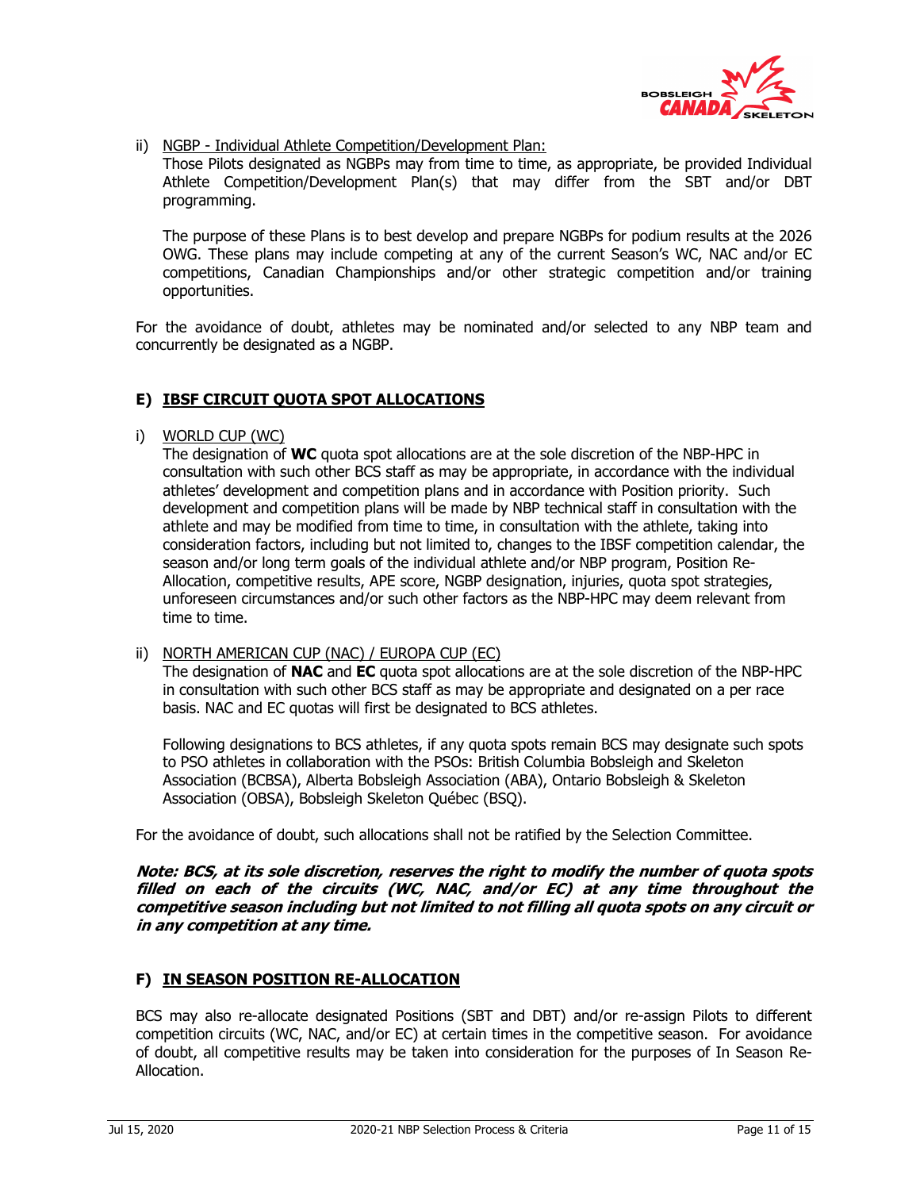ii) NGBP - Individual Athlete Competition/Development Plan:

Those Pilots designated as NGBPs may from time to time, as appropriate, be provided Individual Athlete Competition/Development Plan(s) that may differ from the SBT and/or DBT programming.

The purpose of these Plans is to best develop and prepare NGBPs for podium results at the 2026 OWG. These plans may include competing at any of the current Season's WC, NAC and/or EC competitions, Canadian Championships and/or other strategic competition and/or training opportunities.

For the avoidance of doubt, athletes may be nominated and/or selected to any NBP team and concurrently be designated as a NGBP.

## E) IBSF CIRCUIT QUOTA SPOT ALLOCATIONS

i) WORLD CUP (WC)

The designation of **WC** quota spot allocations are at the sole discretion of the NBP-HPC in consultation with such other BCS staff as may be appropriate, in accordance with the individual athletes' development and competition plans and in accordance with Position priority. Such development and competition plans will be made by NBP technical staff in consultation with the athlete and may be modified from time to time, in consultation with the athlete, taking into consideration factors, including but not limited to, changes to the IBSF competition calendar, the season and/or long term goals of the individual athlete and/or NBP program, Position Re-Allocation, competitive results, APE score, NGBP designation, injuries, quota spot strategies, unforeseen circumstances and/or such other factors as the NBP-HPC may deem relevant from time to time.

ii) NORTH AMERICAN CUP (NAC) / EUROPA CUP (EC)

The designation of **NAC** and **EC** quota spot allocations are at the sole discretion of the NBP-HPC in consultation with such other BCS staff as may be appropriate and designated on a per race basis. NAC and EC quotas will first be designated to BCS athletes.

Following designations to BCS athletes, if any quota spots remain BCS may designate such spots to PSO athletes in collaboration with the PSOs: British Columbia Bobsleigh and Skeleton Association (BCBSA), Alberta Bobsleigh Association (ABA), Ontario Bobsleigh & Skeleton Association (OBSA), Bobsleigh Skeleton Québec (BSQ).

For the avoidance of doubt, such allocations shall not be ratified by the Selection Committee.

***Note: BCS, at its sole discretion, reserves the right to modify the number of quota spots filled on each of the circuits (WC, NAC, and/or EC) at any time throughout the competitive season including but not limited to not filling all quota spots on any circuit or in any competition at any time.***

## F) IN SEASON POSITION RE-ALLOCATION

BCS may also re-allocate designated Positions (SBT and DBT) and/or re-assign Pilots to different competition circuits (WC, NAC, and/or EC) at certain times in the competitive season. For avoidance of doubt, all competitive results may be taken into consideration for the purposes of In Season Re-Allocation.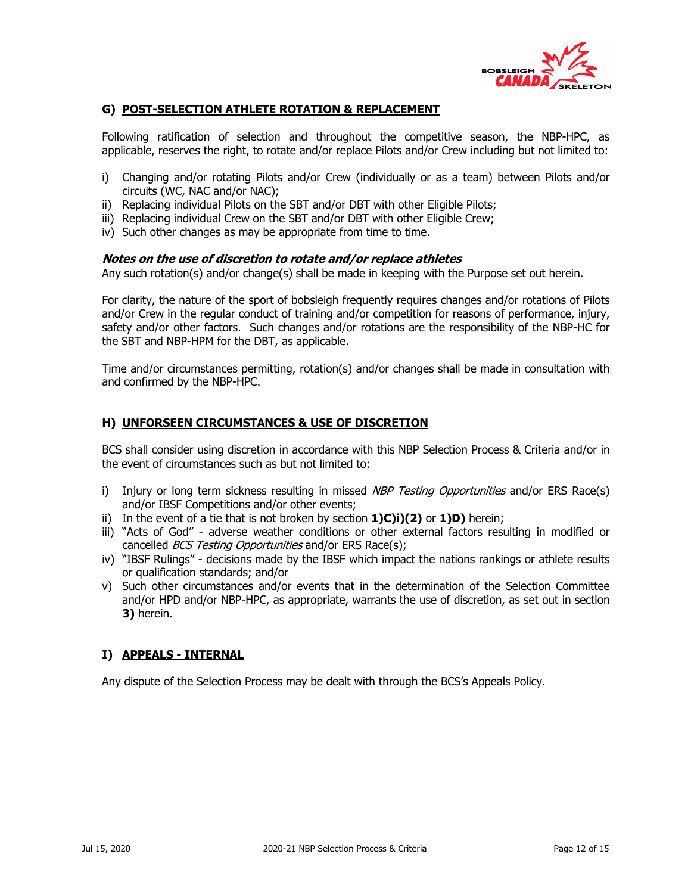## G) POST-SELECTION ATHLETE ROTATION & REPLACEMENT

Following ratification of selection and throughout the competitive season, the NBP-HPC, as applicable, reserves the right, to rotate and/or replace Pilots and/or Crew including but not limited to:

i) Changing and/or rotating Pilots and/or Crew (individually or as a team) between Pilots and/or circuits (WC, NAC and/or NAC);
ii) Replacing individual Pilots on the SBT and/or DBT with other Eligible Pilots;
iii) Replacing individual Crew on the SBT and/or DBT with other Eligible Crew;
iv) Such other changes as may be appropriate from time to time.

***Notes on the use of discretion to rotate and/or replace athletes***

Any such rotation(s) and/or change(s) shall be made in keeping with the Purpose set out herein.

For clarity, the nature of the sport of bobsleigh frequently requires changes and/or rotations of Pilots and/or Crew in the regular conduct of training and/or competition for reasons of performance, injury, safety and/or other factors. Such changes and/or rotations are the responsibility of the NBP-HC for the SBT and NBP-HPM for the DBT, as applicable.

Time and/or circumstances permitting, rotation(s) and/or changes shall be made in consultation with and confirmed by the NBP-HPC.

## H) UNFORSEEN CIRCUMSTANCES & USE OF DISCRETION

BCS shall consider using discretion in accordance with this NBP Selection Process & Criteria and/or in the event of circumstances such as but not limited to:

i) Injury or long term sickness resulting in missed *NBP Testing Opportunities* and/or ERS Race(s) and/or IBSF Competitions and/or other events;
ii) In the event of a tie that is not broken by section **1)C)i)(2)** or **1)D)** herein;
iii) "Acts of God" - adverse weather conditions or other external factors resulting in modified or cancelled *BCS Testing Opportunities* and/or ERS Race(s);
iv) "IBSF Rulings" - decisions made by the IBSF which impact the nations rankings or athlete results or qualification standards; and/or
v) Such other circumstances and/or events that in the determination of the Selection Committee and/or HPD and/or NBP-HPC, as appropriate, warrants the use of discretion, as set out in section **3)** herein.

## I) APPEALS - INTERNAL

Any dispute of the Selection Process may be dealt with through the BCS's Appeals Policy.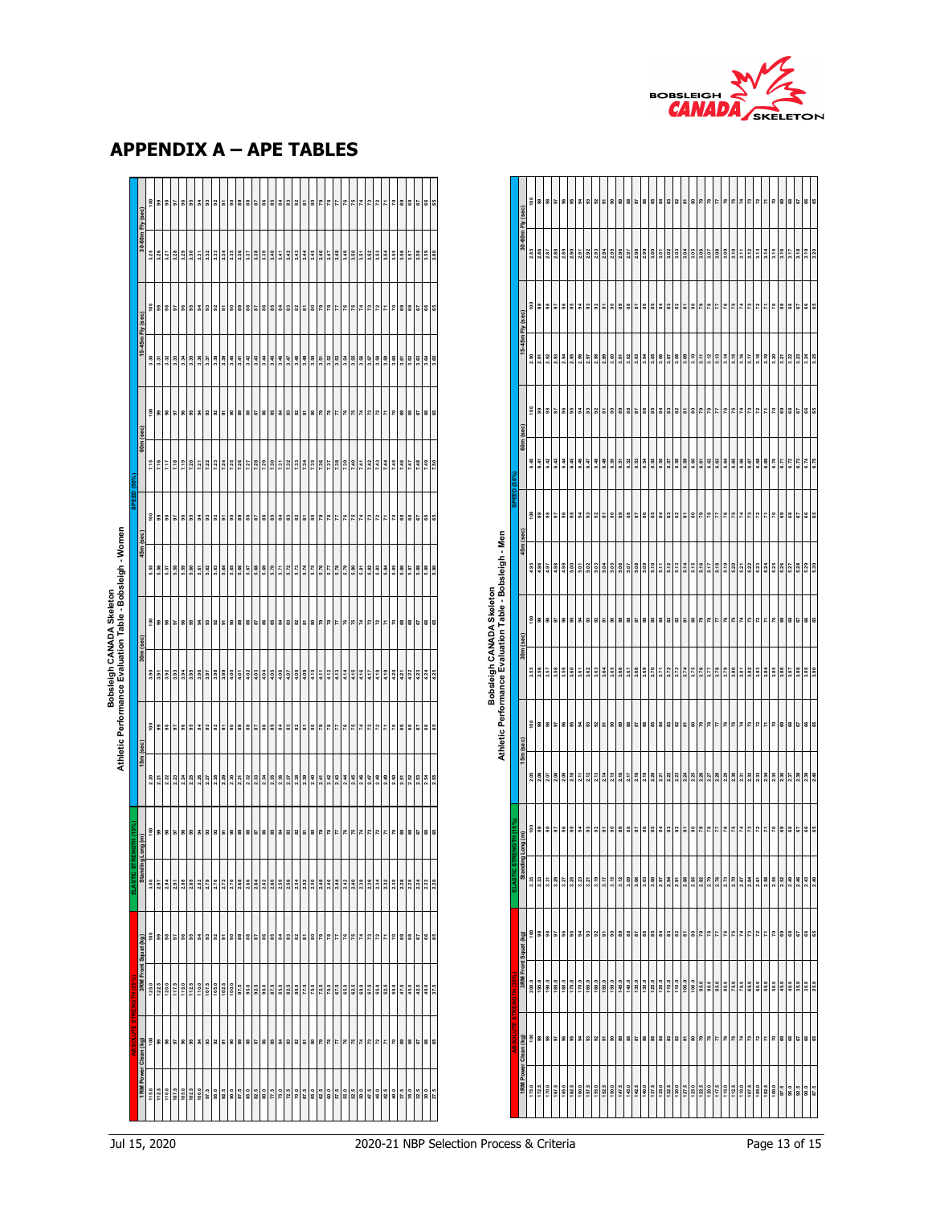# APPENDIX A – APE TABLES

**Bobsleigh CANADA Skeleton**
**Athletic Performance Evaluation Table - Bobsleigh - Women**

| ABSOLUTE STRENGTH (25%) | | | | ELASTIC STRENGTH (15%) | | SPEED (60%) | | | | | | | | | | | | | |
|---|---|---|---|---|---|---|---|---|---|---|---|---|---|---|---|---|---|---|---|
| 1RM Power Clean (kg) | | 3RM Front Squat (kg) | | Standing Long (m) | | 15m (sec) | | 30m (sec) | | 45m (sec) | | 60m (sec) | | 15-45m Fly (sec) | | 30-60m Fly (sec) | | | |
| 115.0 | 100 | 125.0 | 100 | 3.00 | 100 | 2.20 | 100 | 3.90 | 100 | 5.55 | 100 | 7.15 | 100 | 3.30 | 100 | 3.25 | 100 | | |
| 112.5 | 99 | 122.5 | 99 | 2.97 | 99 | 2.21 | 99 | 3.91 | 99 | 5.56 | 99 | 7.16 | 99 | 3.31 | 99 | 3.26 | 99 | | |
| 110.0 | 98 | 120.0 | 98 | 2.94 | 98 | 2.22 | 98 | 3.92 | 98 | 5.57 | 98 | 7.17 | 98 | 3.32 | 98 | 3.27 | 98 | | |
| 107.5 | 97 | 117.5 | 97 | 2.91 | 97 | 2.23 | 97 | 3.93 | 97 | 5.58 | 97 | 7.18 | 97 | 3.33 | 97 | 3.28 | 97 | | |
| 105.0 | 96 | 115.0 | 96 | 2.88 | 96 | 2.24 | 96 | 3.94 | 96 | 5.59 | 96 | 7.19 | 96 | 3.34 | 96 | 3.29 | 96 | | |
| 102.5 | 95 | 112.5 | 95 | 2.85 | 95 | 2.25 | 95 | 3.95 | 95 | 5.60 | 95 | 7.20 | 95 | 3.35 | 95 | 3.30 | 95 | | |
| 100.0 | 94 | 110.0 | 94 | 2.82 | 94 | 2.26 | 94 | 3.96 | 94 | 5.61 | 94 | 7.21 | 94 | 3.36 | 94 | 3.31 | 94 | | |
| 97.5 | 93 | 107.5 | 93 | 2.79 | 93 | 2.27 | 93 | 3.97 | 93 | 5.62 | 93 | 7.22 | 93 | 3.37 | 93 | 3.32 | 93 | | |
| 95.0 | 92 | 105.0 | 92 | 2.76 | 92 | 2.28 | 92 | 3.98 | 92 | 5.63 | 92 | 7.23 | 92 | 3.38 | 92 | 3.33 | 92 | | |
| 92.5 | 91 | 102.5 | 91 | 2.73 | 91 | 2.29 | 91 | 3.99 | 91 | 5.64 | 91 | 7.24 | 91 | 3.39 | 91 | 3.34 | 91 | | |
| 90.0 | 90 | 100.0 | 90 | 2.70 | 90 | 2.30 | 90 | 4.00 | 90 | 5.65 | 90 | 7.25 | 90 | 3.40 | 90 | 3.35 | 90 | | |
| 87.5 | 89 | 97.5 | 89 | 2.68 | 89 | 2.31 | 89 | 4.01 | 89 | 5.66 | 89 | 7.26 | 89 | 3.41 | 89 | 3.36 | 89 | | |
| 85.0 | 88 | 95.0 | 88 | 2.66 | 88 | 2.32 | 88 | 4.02 | 88 | 5.67 | 88 | 7.27 | 88 | 3.42 | 88 | 3.37 | 88 | | |
| 82.5 | 87 | 92.5 | 87 | 2.64 | 87 | 2.33 | 87 | 4.03 | 87 | 5.68 | 87 | 7.28 | 87 | 3.43 | 87 | 3.38 | 87 | | |
| 80.0 | 86 | 90.0 | 86 | 2.62 | 86 | 2.34 | 86 | 4.04 | 86 | 5.69 | 86 | 7.29 | 86 | 3.44 | 86 | 3.39 | 86 | | |
| 77.5 | 85 | 87.5 | 85 | 2.60 | 85 | 2.35 | 85 | 4.05 | 85 | 5.70 | 85 | 7.30 | 85 | 3.45 | 85 | 3.40 | 85 | | |
| 75.0 | 84 | 85.0 | 84 | 2.58 | 84 | 2.36 | 84 | 4.06 | 84 | 5.71 | 84 | 7.31 | 84 | 3.46 | 84 | 3.41 | 84 | | |
| 72.5 | 83 | 82.5 | 83 | 2.56 | 83 | 2.37 | 83 | 4.07 | 83 | 5.72 | 83 | 7.32 | 83 | 3.47 | 83 | 3.42 | 83 | | |
| 70.0 | 82 | 80.0 | 82 | 2.54 | 82 | 2.38 | 82 | 4.08 | 82 | 5.73 | 82 | 7.33 | 82 | 3.48 | 82 | 3.43 | 82 | | |
| 67.5 | 81 | 77.5 | 81 | 2.52 | 81 | 2.39 | 81 | 4.09 | 81 | 5.74 | 81 | 7.34 | 81 | 3.49 | 81 | 3.44 | 81 | | |
| 65.0 | 80 | 75.0 | 80 | 2.50 | 80 | 2.40 | 80 | 4.10 | 80 | 5.75 | 80 | 7.35 | 80 | 3.50 | 80 | 3.45 | 80 | | |
| 62.5 | 79 | 72.5 | 79 | 2.48 | 79 | 2.41 | 79 | 4.11 | 79 | 5.76 | 79 | 7.36 | 79 | 3.51 | 79 | 3.46 | 79 | | |
| 60.0 | 78 | 70.0 | 78 | 2.46 | 78 | 2.42 | 78 | 4.12 | 78 | 5.77 | 78 | 7.37 | 78 | 3.52 | 78 | 3.47 | 78 | | |
| 57.5 | 77 | 67.5 | 77 | 2.44 | 77 | 2.43 | 77 | 4.13 | 77 | 5.78 | 77 | 7.38 | 77 | 3.53 | 77 | 3.48 | 77 | | |
| 55.0 | 76 | 65.0 | 76 | 2.42 | 76 | 2.44 | 76 | 4.14 | 76 | 5.79 | 76 | 7.39 | 76 | 3.54 | 76 | 3.49 | 76 | | |
| 52.5 | 75 | 62.5 | 75 | 2.40 | 75 | 2.45 | 75 | 4.15 | 75 | 5.80 | 75 | 7.40 | 75 | 3.55 | 75 | 3.50 | 75 | | |
| 50.0 | 74 | 60.0 | 74 | 2.38 | 74 | 2.46 | 74 | 4.16 | 74 | 5.81 | 74 | 7.41 | 74 | 3.56 | 74 | 3.51 | 74 | | |
| 47.5 | 73 | 57.5 | 73 | 2.36 | 73 | 2.47 | 73 | 4.17 | 73 | 5.82 | 73 | 7.42 | 73 | 3.57 | 73 | 3.52 | 73 | | |
| 45.0 | 72 | 55.0 | 72 | 2.34 | 72 | 2.48 | 72 | 4.18 | 72 | 5.83 | 72 | 7.43 | 72 | 3.58 | 72 | 3.53 | 72 | | |
| 42.5 | 71 | 52.5 | 71 | 2.32 | 71 | 2.49 | 71 | 4.19 | 71 | 5.84 | 71 | 7.44 | 71 | 3.59 | 71 | 3.54 | 71 | | |
| 40.0 | 70 | 50.0 | 70 | 2.30 | 70 | 2.50 | 70 | 4.20 | 70 | 5.85 | 70 | 7.45 | 70 | 3.60 | 70 | 3.55 | 70 | | |
| 37.5 | 69 | 47.5 | 69 | 2.28 | 69 | 2.51 | 69 | 4.21 | 69 | 5.86 | 69 | 7.46 | 69 | 3.61 | 69 | 3.56 | 69 | | |
| 35.0 | 68 | 45.0 | 68 | 2.26 | 68 | 2.52 | 68 | 4.22 | 68 | 5.87 | 68 | 7.47 | 68 | 3.62 | 68 | 3.57 | 68 | | |
| 32.5 | 67 | 42.5 | 67 | 2.24 | 67 | 2.53 | 67 | 4.23 | 67 | 5.88 | 67 | 7.48 | 67 | 3.63 | 67 | 3.58 | 67 | | |
| 30.0 | 66 | 40.0 | 66 | 2.22 | 66 | 2.54 | 66 | 4.24 | 66 | 5.89 | 66 | 7.49 | 66 | 3.64 | 66 | 3.59 | 66 | | |
| 27.5 | 65 | 37.5 | 65 | 2.20 | 65 | 2.55 | 65 | 4.25 | 65 | 5.90 | 65 | 7.50 | 65 | 3.65 | 65 | 3.60 | 65 | | |

**Bobsleigh CANADA Skeleton**
**Athletic Performance Evaluation Table - Bobsleigh - Men**

| ABSOLUTE STRENGTH (25%) | | | | ELASTIC STRENGTH (15%) | | SPEED (60%) | | | | | | | | | | | |
|---|---|---|---|---|---|---|---|---|---|---|---|---|---|---|---|---|---|
| 1RM Power Clean (kg) | | 3RM Front Squat (kg) | | Standing Long (m) | | 15m (sec) | | 30m (sec) | | 45m (sec) | | 60m (sec) | | 15-45m Fly (sec) | | 30-60m Fly (sec) | |
| 175.0 | 100 | 200.0 | 100 | 3.35 | 100 | 2.05 | 100 | 3.55 | 100 | 4.95 | 100 | 6.40 | 100 | 2.90 | 100 | 2.85 | 100 |
| 172.5 | 99 | 195.0 | 99 | 3.33 | 99 | 2.06 | 99 | 3.56 | 99 | 4.96 | 99 | 6.41 | 99 | 2.91 | 99 | 2.86 | 99 |
| 170.0 | 98 | 190.0 | 98 | 3.31 | 98 | 2.07 | 98 | 3.57 | 98 | 4.97 | 98 | 6.42 | 98 | 2.92 | 98 | 2.87 | 98 |
| 167.5 | 97 | 185.0 | 97 | 3.29 | 97 | 2.08 | 97 | 3.58 | 97 | 4.98 | 97 | 6.43 | 97 | 2.93 | 97 | 2.88 | 97 |
| 165.0 | 96 | 180.0 | 96 | 3.27 | 96 | 2.09 | 96 | 3.59 | 96 | 4.99 | 96 | 6.44 | 96 | 2.94 | 96 | 2.89 | 96 |
| 162.5 | 95 | 175.0 | 95 | 3.25 | 95 | 2.10 | 95 | 3.60 | 95 | 5.00 | 95 | 6.45 | 95 | 2.95 | 95 | 2.90 | 95 |
| 160.0 | 94 | 170.0 | 94 | 3.23 | 94 | 2.11 | 94 | 3.61 | 94 | 5.01 | 94 | 6.46 | 94 | 2.96 | 94 | 2.91 | 94 |
| 157.5 | 93 | 165.0 | 93 | 3.21 | 93 | 2.12 | 93 | 3.62 | 93 | 5.02 | 93 | 6.47 | 93 | 2.97 | 93 | 2.92 | 93 |
| 155.0 | 92 | 160.0 | 92 | 3.19 | 92 | 2.13 | 92 | 3.63 | 92 | 5.03 | 92 | 6.48 | 92 | 2.98 | 92 | 2.93 | 92 |
| 152.5 | 91 | 155.0 | 91 | 3.17 | 91 | 2.14 | 91 | 3.64 | 91 | 5.04 | 91 | 6.49 | 91 | 2.99 | 91 | 2.94 | 91 |
| 150.0 | 90 | 150.0 | 90 | 3.15 | 90 | 2.15 | 90 | 3.65 | 90 | 5.05 | 90 | 6.50 | 90 | 3.00 | 90 | 2.95 | 90 |
| 147.5 | 89 | 145.0 | 89 | 3.12 | 89 | 2.16 | 89 | 3.66 | 89 | 5.06 | 89 | 6.51 | 89 | 3.01 | 89 | 2.96 | 89 |
| 145.0 | 88 | 140.0 | 88 | 3.09 | 88 | 2.17 | 88 | 3.67 | 88 | 5.07 | 88 | 6.52 | 88 | 3.02 | 88 | 2.97 | 88 |
| 142.5 | 87 | 135.0 | 87 | 3.06 | 87 | 2.18 | 87 | 3.68 | 87 | 5.08 | 87 | 6.53 | 87 | 3.03 | 87 | 2.98 | 87 |
| 140.0 | 86 | 130.0 | 86 | 3.03 | 86 | 2.19 | 86 | 3.69 | 86 | 5.09 | 86 | 6.54 | 86 | 3.04 | 86 | 2.99 | 86 |
| 137.5 | 85 | 125.0 | 85 | 3.00 | 85 | 2.20 | 85 | 3.70 | 85 | 5.10 | 85 | 6.55 | 85 | 3.05 | 85 | 3.00 | 85 |
| 135.0 | 84 | 120.0 | 84 | 2.97 | 84 | 2.21 | 84 | 3.71 | 84 | 5.11 | 84 | 6.56 | 84 | 3.06 | 84 | 3.01 | 84 |
| 132.5 | 83 | 115.0 | 83 | 2.94 | 83 | 2.22 | 83 | 3.72 | 83 | 5.12 | 83 | 6.57 | 83 | 3.07 | 83 | 3.02 | 83 |
| 130.0 | 82 | 110.0 | 82 | 2.91 | 82 | 2.23 | 82 | 3.73 | 82 | 5.13 | 82 | 6.58 | 82 | 3.08 | 82 | 3.03 | 82 |
| 127.5 | 81 | 105.0 | 81 | 2.88 | 81 | 2.24 | 81 | 3.74 | 81 | 5.14 | 81 | 6.59 | 81 | 3.09 | 81 | 3.04 | 81 |
| 125.0 | 80 | 100.0 | 80 | 2.85 | 80 | 2.25 | 80 | 3.75 | 80 | 5.15 | 80 | 6.60 | 80 | 3.10 | 80 | 3.05 | 80 |
| 122.5 | 79 | 95.0 | 79 | 2.82 | 79 | 2.26 | 79 | 3.76 | 79 | 5.16 | 79 | 6.61 | 79 | 3.11 | 79 | 3.06 | 79 |
| 120.0 | 78 | 90.0 | 78 | 2.79 | 78 | 2.27 | 78 | 3.77 | 78 | 5.17 | 78 | 6.62 | 78 | 3.12 | 78 | 3.07 | 78 |
| 117.5 | 77 | 85.0 | 77 | 2.76 | 77 | 2.28 | 77 | 3.78 | 77 | 5.18 | 77 | 6.63 | 77 | 3.13 | 77 | 3.08 | 77 |
| 115.0 | 76 | 80.0 | 76 | 2.73 | 76 | 2.29 | 76 | 3.79 | 76 | 5.19 | 76 | 6.64 | 76 | 3.14 | 76 | 3.09 | 76 |
| 112.5 | 75 | 75.0 | 75 | 2.70 | 75 | 2.30 | 75 | 3.80 | 75 | 5.20 | 75 | 6.65 | 75 | 3.15 | 75 | 3.10 | 75 |
| 110.0 | 74 | 70.0 | 74 | 2.67 | 74 | 2.31 | 74 | 3.81 | 74 | 5.21 | 74 | 6.66 | 74 | 3.16 | 74 | 3.11 | 74 |
| 107.5 | 73 | 65.0 | 73 | 2.64 | 73 | 2.32 | 73 | 3.82 | 73 | 5.22 | 73 | 6.67 | 73 | 3.17 | 73 | 3.12 | 73 |
| 105.0 | 72 | 60.0 | 72 | 2.61 | 72 | 2.33 | 72 | 3.83 | 72 | 5.23 | 72 | 6.68 | 72 | 3.18 | 72 | 3.13 | 72 |
| 102.5 | 71 | 55.0 | 71 | 2.58 | 71 | 2.34 | 71 | 3.84 | 71 | 5.24 | 71 | 6.69 | 71 | 3.19 | 71 | 3.14 | 71 |
| 100.0 | 70 | 50.0 | 70 | 2.55 | 70 | 2.35 | 70 | 3.85 | 70 | 5.25 | 70 | 6.70 | 70 | 3.20 | 70 | 3.15 | 70 |
| 97.5 | 69 | 45.0 | 69 | 2.52 | 69 | 2.36 | 69 | 3.86 | 69 | 5.26 | 69 | 6.71 | 69 | 3.21 | 69 | 3.16 | 69 |
| 95.0 | 68 | 40.0 | 68 | 2.49 | 68 | 2.37 | 68 | 3.87 | 68 | 5.27 | 68 | 6.72 | 68 | 3.22 | 68 | 3.17 | 68 |
| 92.5 | 67 | 35.0 | 67 | 2.46 | 67 | 2.38 | 67 | 3.88 | 67 | 5.28 | 67 | 6.73 | 67 | 3.23 | 67 | 3.18 | 67 |
| 90.0 | 66 | 30.0 | 66 | 2.43 | 66 | 2.39 | 66 | 3.89 | 66 | 5.29 | 66 | 6.74 | 66 | 3.24 | 66 | 3.19 | 66 |
| 87.5 | 65 | 25.0 | 65 | 2.40 | 65 | 2.40 | 65 | 3.90 | 65 | 5.30 | 65 | 6.75 | 65 | 3.25 | 65 | 3.20 | 65 |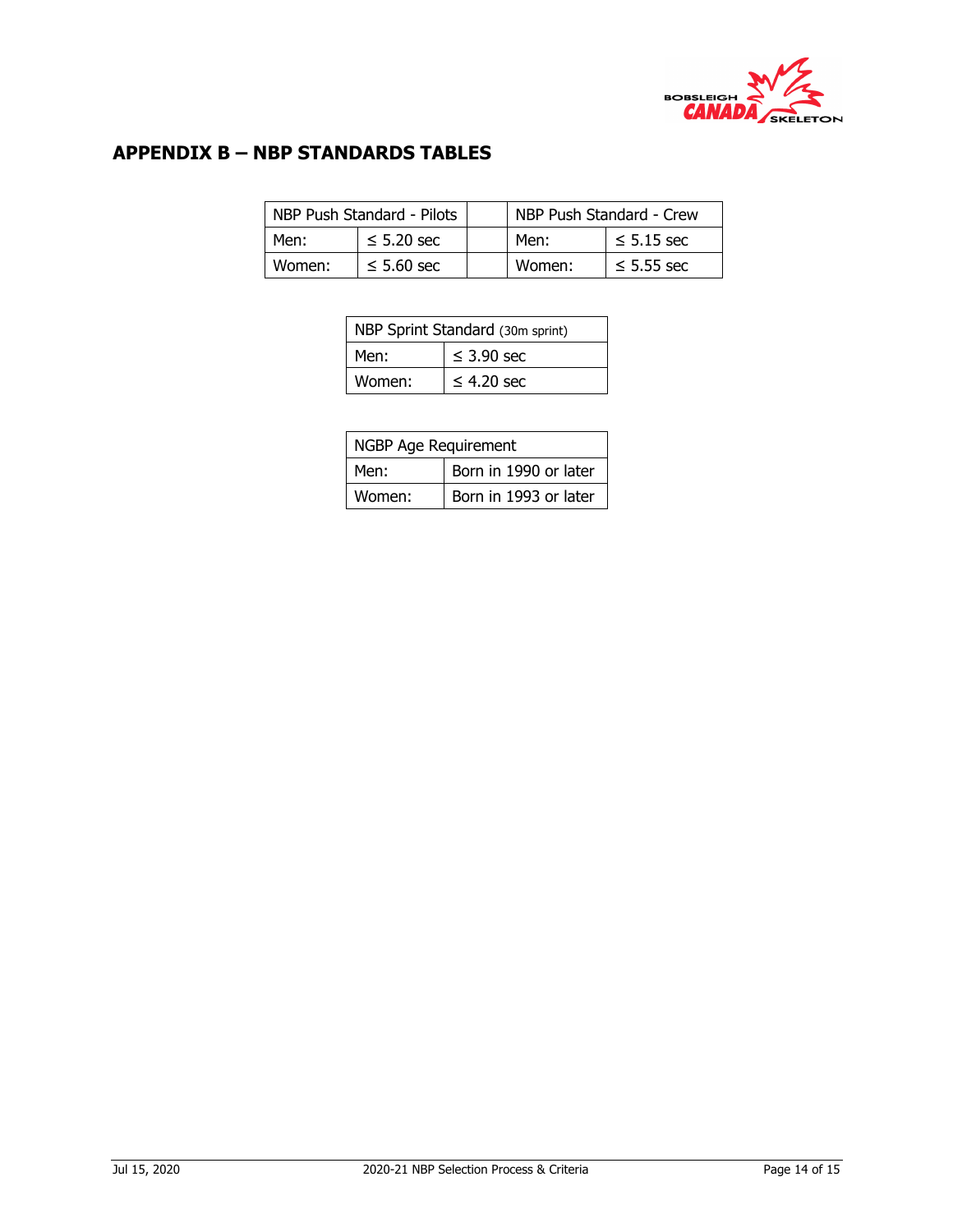## APPENDIX B – NBP STANDARDS TABLES

| NBP Push Standard - Pilots | | | NBP Push Standard - Crew | |
|---|---|---|---|---|
| Men: | ≤ 5.20 sec | | Men: | ≤ 5.15 sec |
| Women: | ≤ 5.60 sec | | Women: | ≤ 5.55 sec |

| NBP Sprint Standard (30m sprint) | |
|---|---|
| Men: | ≤ 3.90 sec |
| Women: | ≤ 4.20 sec |

| NGBP Age Requirement | |
|---|---|
| Men: | Born in 1990 or later |
| Women: | Born in 1993 or later |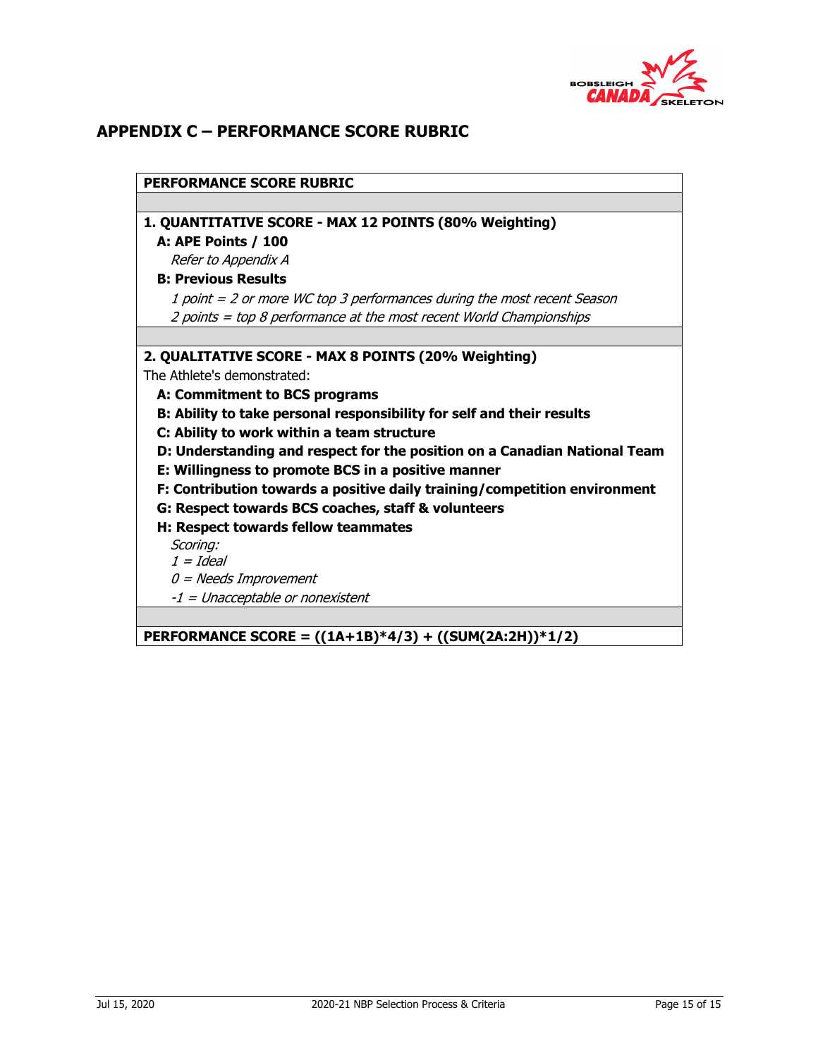## APPENDIX C – PERFORMANCE SCORE RUBRIC

**PERFORMANCE SCORE RUBRIC**

**1. QUANTITATIVE SCORE - MAX 12 POINTS (80% Weighting)**

**A: APE Points / 100**

*Refer to Appendix A*

**B: Previous Results**

*1 point = 2 or more WC top 3 performances during the most recent Season*

*2 points = top 8 performance at the most recent World Championships*

**2. QUALITATIVE SCORE - MAX 8 POINTS (20% Weighting)**

The Athlete's demonstrated:

**A: Commitment to BCS programs**

**B: Ability to take personal responsibility for self and their results**

**C: Ability to work within a team structure**

**D: Understanding and respect for the position on a Canadian National Team**

**E: Willingness to promote BCS in a positive manner**

**F: Contribution towards a positive daily training/competition environment**

**G: Respect towards BCS coaches, staff & volunteers**

**H: Respect towards fellow teammates**

*Scoring:*

*1 = Ideal*

*0 = Needs Improvement*

*-1 = Unacceptable or nonexistent*

**PERFORMANCE SCORE = ((1A+1B)*4/3) + ((SUM(2A:2H))*1/2)**